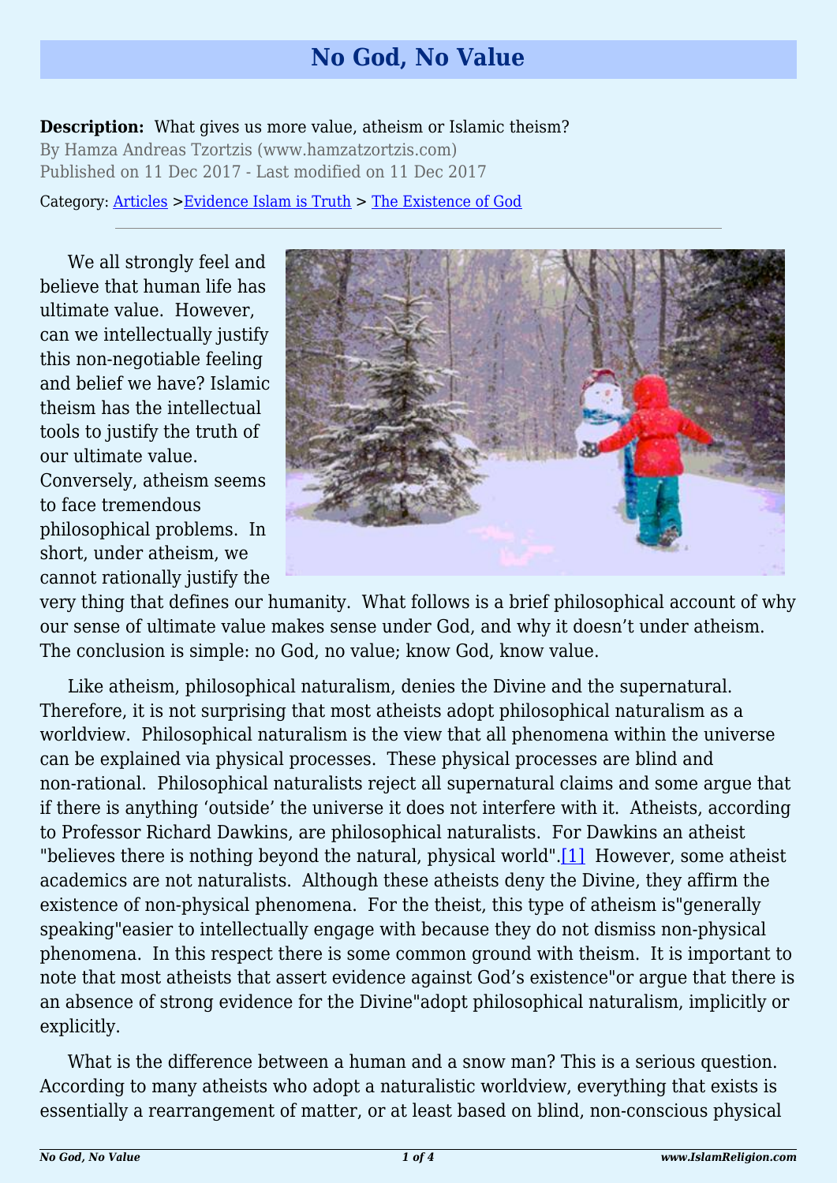# No God, No Value

**Description:** What gives us more value, atheism or Islamic theism?

By Hamza Andreas Tzortzis (www.hamzatzortzis.com)

Published on 11 Dec 2017 - Last modified on 11 Dec 2017

Category: Articles >Evidence Islam is Truth > The Existence of God

---

We all strongly feel and believe that human life has ultimate value. However, can we intellectually justify this non-negotiable feeling and belief we have? Islamic theism has the intellectual tools to justify the truth of our ultimate value. Conversely, atheism seems to face tremendous philosophical problems. In short, under atheism, we cannot rationally justify the very thing that defines our humanity. What follows is a brief philosophical account of why our sense of ultimate value makes sense under God, and why it doesn't under atheism. The conclusion is simple: no God, no value; know God, know value.

Like atheism, philosophical naturalism, denies the Divine and the supernatural. Therefore, it is not surprising that most atheists adopt philosophical naturalism as a worldview. Philosophical naturalism is the view that all phenomena within the universe can be explained via physical processes. These physical processes are blind and non-rational. Philosophical naturalists reject all supernatural claims and some argue that if there is anything 'outside' the universe it does not interfere with it. Atheists, according to Professor Richard Dawkins, are philosophical naturalists. For Dawkins an atheist "believes there is nothing beyond the natural, physical world".[1] However, some atheist academics are not naturalists. Although these atheists deny the Divine, they affirm the existence of non-physical phenomena. For the theist, this type of atheism is"generally speaking"easier to intellectually engage with because they do not dismiss non-physical phenomena. In this respect there is some common ground with theism. It is important to note that most atheists that assert evidence against God's existence"or argue that there is an absence of strong evidence for the Divine"adopt philosophical naturalism, implicitly or explicitly.

What is the difference between a human and a snow man? This is a serious question. According to many atheists who adopt a naturalistic worldview, everything that exists is essentially a rearrangement of matter, or at least based on blind, non-conscious physical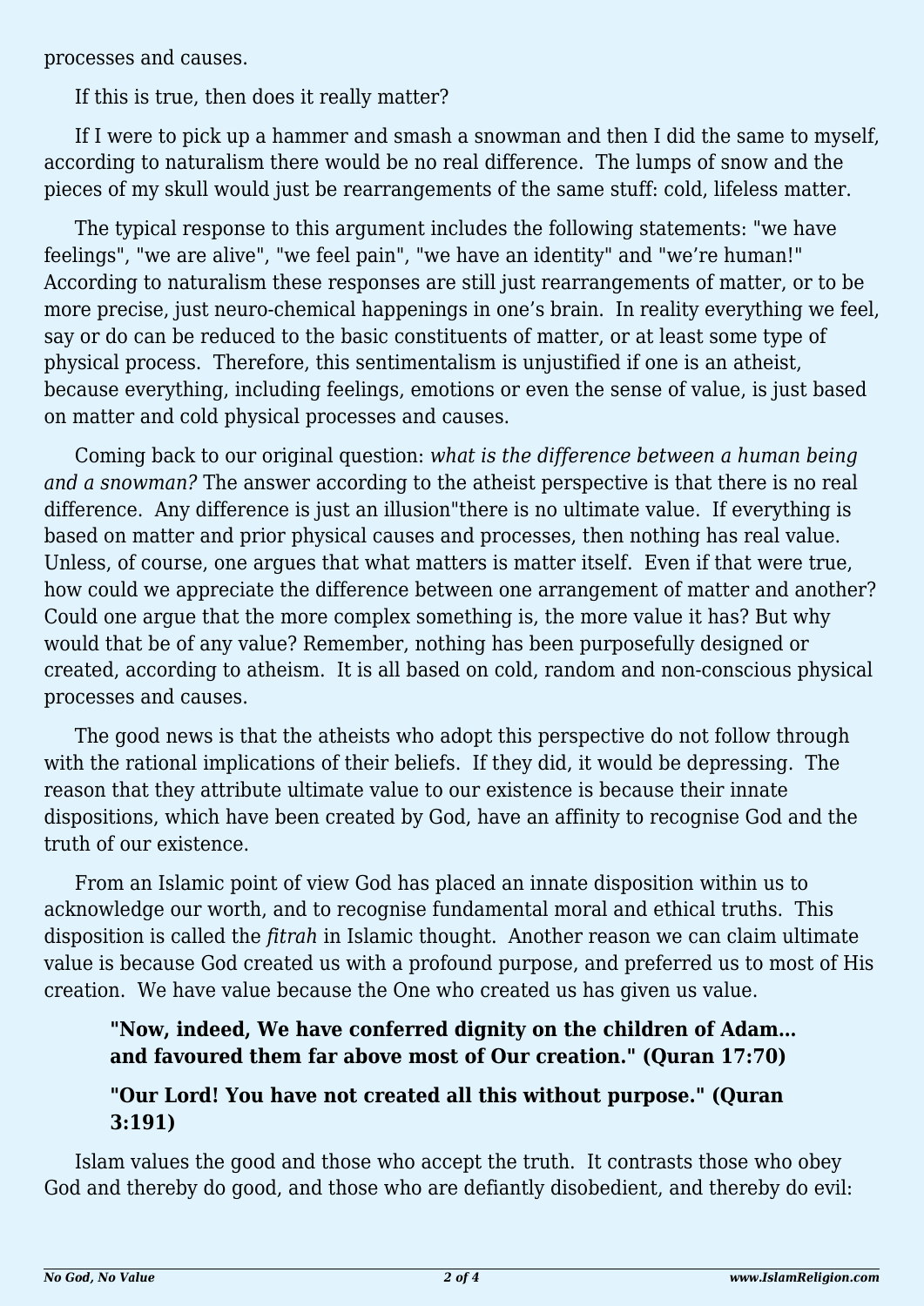processes and causes.

If this is true, then does it really matter?

If I were to pick up a hammer and smash a snowman and then I did the same to myself, according to naturalism there would be no real difference. The lumps of snow and the pieces of my skull would just be rearrangements of the same stuff: cold, lifeless matter.

The typical response to this argument includes the following statements: "we have feelings", "we are alive", "we feel pain", "we have an identity" and "we're human!" According to naturalism these responses are still just rearrangements of matter, or to be more precise, just neuro-chemical happenings in one's brain. In reality everything we feel, say or do can be reduced to the basic constituents of matter, or at least some type of physical process. Therefore, this sentimentalism is unjustified if one is an atheist, because everything, including feelings, emotions or even the sense of value, is just based on matter and cold physical processes and causes.

Coming back to our original question: *what is the difference between a human being and a snowman?* The answer according to the atheist perspective is that there is no real difference. Any difference is just an illusion"there is no ultimate value. If everything is based on matter and prior physical causes and processes, then nothing has real value. Unless, of course, one argues that what matters is matter itself. Even if that were true, how could we appreciate the difference between one arrangement of matter and another? Could one argue that the more complex something is, the more value it has? But why would that be of any value? Remember, nothing has been purposefully designed or created, according to atheism. It is all based on cold, random and non-conscious physical processes and causes.

The good news is that the atheists who adopt this perspective do not follow through with the rational implications of their beliefs. If they did, it would be depressing. The reason that they attribute ultimate value to our existence is because their innate dispositions, which have been created by God, have an affinity to recognise God and the truth of our existence.

From an Islamic point of view God has placed an innate disposition within us to acknowledge our worth, and to recognise fundamental moral and ethical truths. This disposition is called the *fitrah* in Islamic thought. Another reason we can claim ultimate value is because God created us with a profound purpose, and preferred us to most of His creation. We have value because the One who created us has given us value.

> **"Now, indeed, We have conferred dignity on the children of Adam… and favoured them far above most of Our creation." (Quran 17:70)**
>
> **"Our Lord! You have not created all this without purpose." (Quran 3:191)**

Islam values the good and those who accept the truth. It contrasts those who obey God and thereby do good, and those who are defiantly disobedient, and thereby do evil: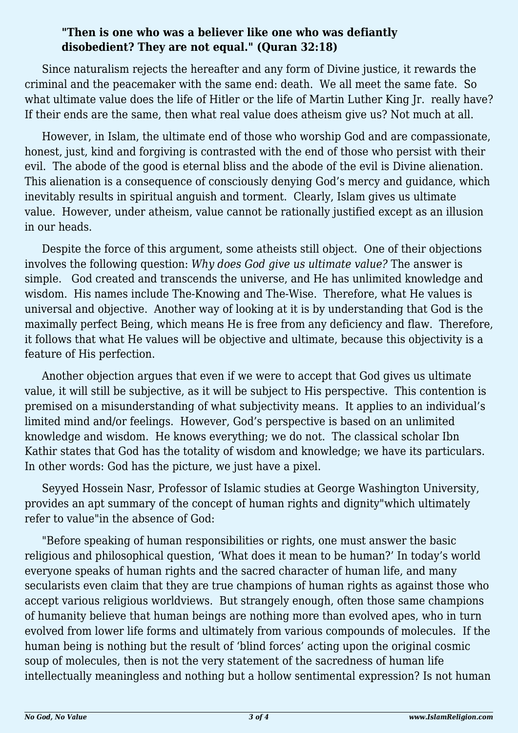> **"Then is one who was a believer like one who was defiantly disobedient? They are not equal." (Quran 32:18)**

Since naturalism rejects the hereafter and any form of Divine justice, it rewards the criminal and the peacemaker with the same end: death. We all meet the same fate. So what ultimate value does the life of Hitler or the life of Martin Luther King Jr. really have? If their ends are the same, then what real value does atheism give us? Not much at all.

However, in Islam, the ultimate end of those who worship God and are compassionate, honest, just, kind and forgiving is contrasted with the end of those who persist with their evil. The abode of the good is eternal bliss and the abode of the evil is Divine alienation. This alienation is a consequence of consciously denying God's mercy and guidance, which inevitably results in spiritual anguish and torment. Clearly, Islam gives us ultimate value. However, under atheism, value cannot be rationally justified except as an illusion in our heads.

Despite the force of this argument, some atheists still object. One of their objections involves the following question: *Why does God give us ultimate value?* The answer is simple. God created and transcends the universe, and He has unlimited knowledge and wisdom. His names include The-Knowing and The-Wise. Therefore, what He values is universal and objective. Another way of looking at it is by understanding that God is the maximally perfect Being, which means He is free from any deficiency and flaw. Therefore, it follows that what He values will be objective and ultimate, because this objectivity is a feature of His perfection.

Another objection argues that even if we were to accept that God gives us ultimate value, it will still be subjective, as it will be subject to His perspective. This contention is premised on a misunderstanding of what subjectivity means. It applies to an individual's limited mind and/or feelings. However, God's perspective is based on an unlimited knowledge and wisdom. He knows everything; we do not. The classical scholar Ibn Kathir states that God has the totality of wisdom and knowledge; we have its particulars. In other words: God has the picture, we just have a pixel.

Seyyed Hossein Nasr, Professor of Islamic studies at George Washington University, provides an apt summary of the concept of human rights and dignity"which ultimately refer to value"in the absence of God:

"Before speaking of human responsibilities or rights, one must answer the basic religious and philosophical question, 'What does it mean to be human?' In today's world everyone speaks of human rights and the sacred character of human life, and many secularists even claim that they are true champions of human rights as against those who accept various religious worldviews. But strangely enough, often those same champions of humanity believe that human beings are nothing more than evolved apes, who in turn evolved from lower life forms and ultimately from various compounds of molecules. If the human being is nothing but the result of 'blind forces' acting upon the original cosmic soup of molecules, then is not the very statement of the sacredness of human life intellectually meaningless and nothing but a hollow sentimental expression? Is not human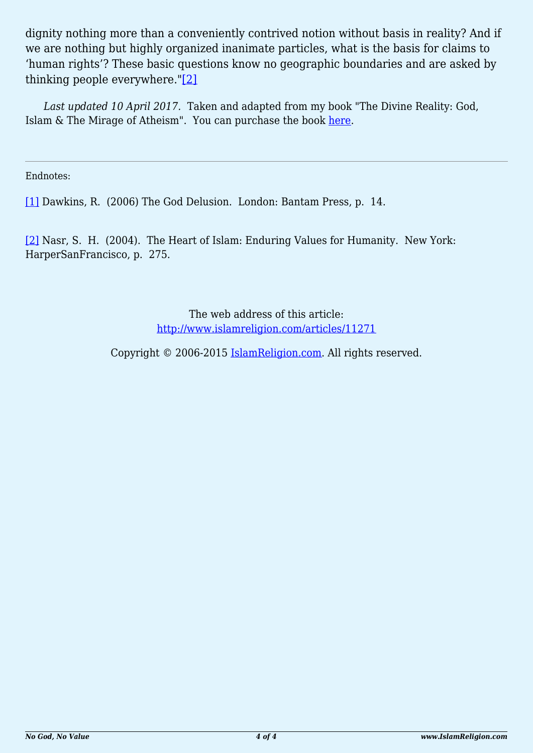dignity nothing more than a conveniently contrived notion without basis in reality? And if we are nothing but highly organized inanimate particles, what is the basis for claims to ‘human rights’? These basic questions know no geographic boundaries and are asked by thinking people everywhere."[2]

*Last updated 10 April 2017.* Taken and adapted from my book "The Divine Reality: God, Islam & The Mirage of Atheism". You can purchase the book here.

---

Endnotes:

[1] Dawkins, R. (2006) The God Delusion. London: Bantam Press, p. 14.

[2] Nasr, S. H. (2004). The Heart of Islam: Enduring Values for Humanity. New York: HarperSanFrancisco, p. 275.

The web address of this article:
http://www.islamreligion.com/articles/11271

Copyright © 2006-2015 IslamReligion.com. All rights reserved.